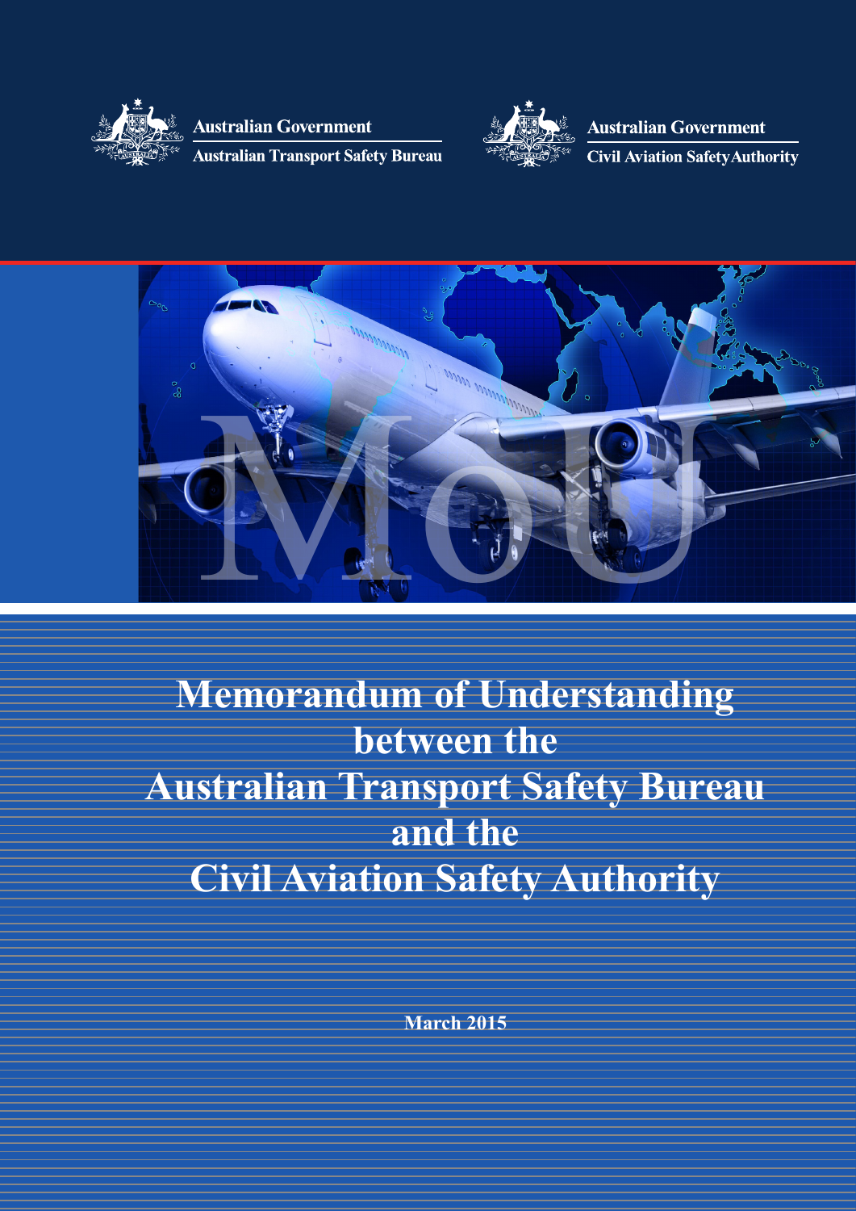Australian Government
Australian Transport Safety Bureau

Australian Government
Civil Aviation Safety Authority

MoU

# Memorandum of Understanding between the Australian Transport Safety Bureau and the Civil Aviation Safety Authority

March 2015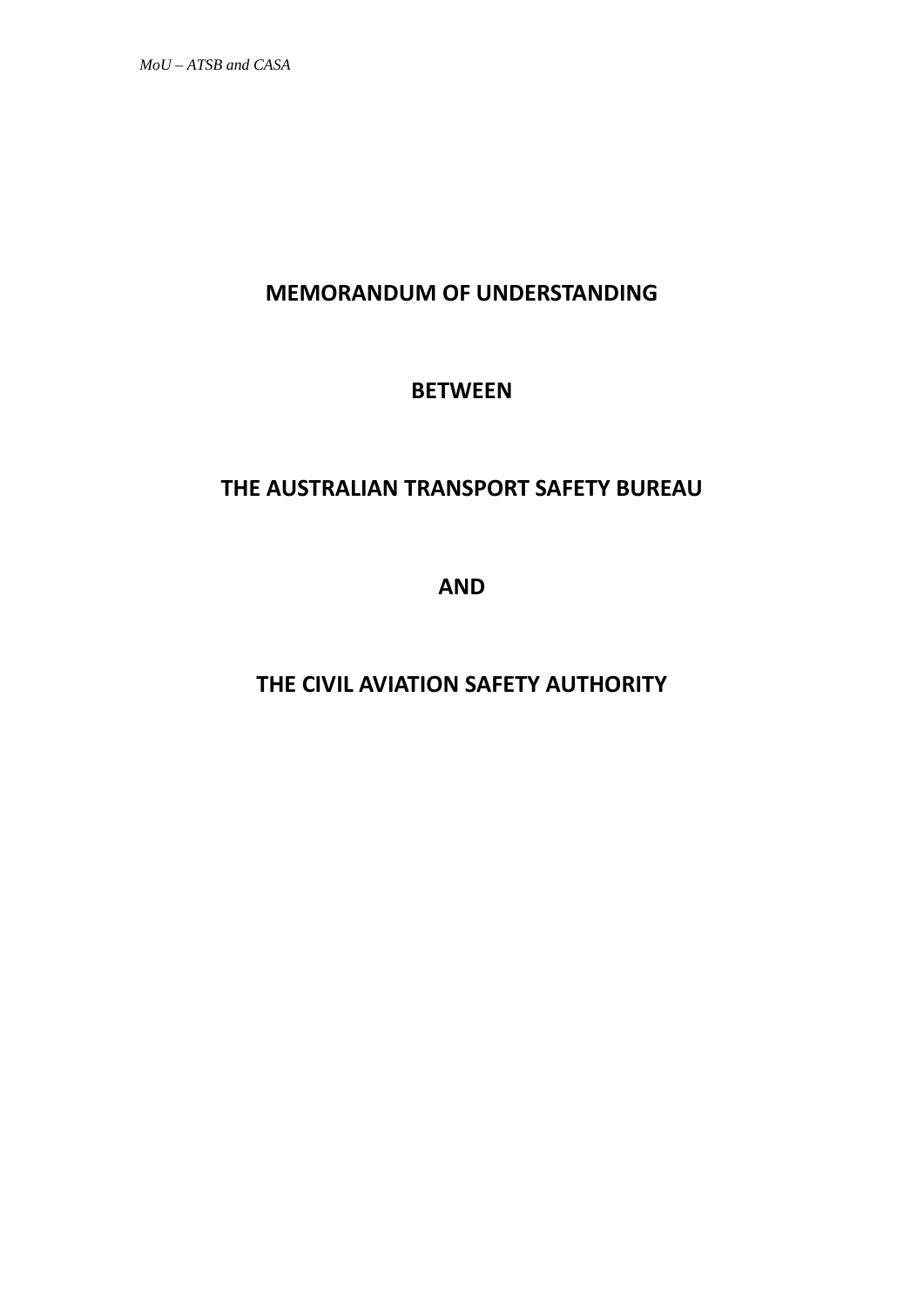# MEMORANDUM OF UNDERSTANDING

# BETWEEN

# THE AUSTRALIAN TRANSPORT SAFETY BUREAU

# AND

# THE CIVIL AVIATION SAFETY AUTHORITY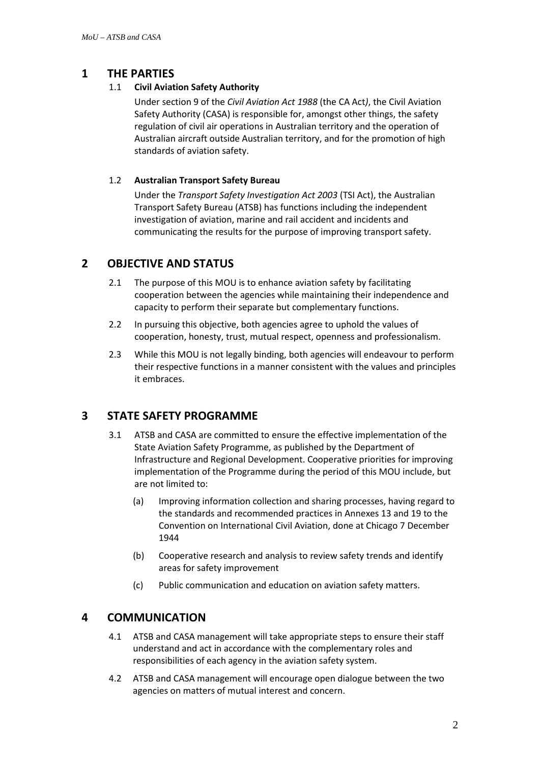## 1 THE PARTIES

### 1.1 Civil Aviation Safety Authority

Under section 9 of the *Civil Aviation Act 1988* (the CA Act*)*, the Civil Aviation Safety Authority (CASA) is responsible for, amongst other things, the safety regulation of civil air operations in Australian territory and the operation of Australian aircraft outside Australian territory, and for the promotion of high standards of aviation safety.

### 1.2 Australian Transport Safety Bureau

Under the *Transport Safety Investigation Act 2003* (TSI Act), the Australian Transport Safety Bureau (ATSB) has functions including the independent investigation of aviation, marine and rail accident and incidents and communicating the results for the purpose of improving transport safety.

## 2 OBJECTIVE AND STATUS

2.1 The purpose of this MOU is to enhance aviation safety by facilitating cooperation between the agencies while maintaining their independence and capacity to perform their separate but complementary functions.

2.2 In pursuing this objective, both agencies agree to uphold the values of cooperation, honesty, trust, mutual respect, openness and professionalism.

2.3 While this MOU is not legally binding, both agencies will endeavour to perform their respective functions in a manner consistent with the values and principles it embraces.

## 3 STATE SAFETY PROGRAMME

3.1 ATSB and CASA are committed to ensure the effective implementation of the State Aviation Safety Programme, as published by the Department of Infrastructure and Regional Development. Cooperative priorities for improving implementation of the Programme during the period of this MOU include, but are not limited to:

(a) Improving information collection and sharing processes, having regard to the standards and recommended practices in Annexes 13 and 19 to the Convention on International Civil Aviation, done at Chicago 7 December 1944

(b) Cooperative research and analysis to review safety trends and identify areas for safety improvement

(c) Public communication and education on aviation safety matters.

## 4 COMMUNICATION

4.1 ATSB and CASA management will take appropriate steps to ensure their staff understand and act in accordance with the complementary roles and responsibilities of each agency in the aviation safety system.

4.2 ATSB and CASA management will encourage open dialogue between the two agencies on matters of mutual interest and concern.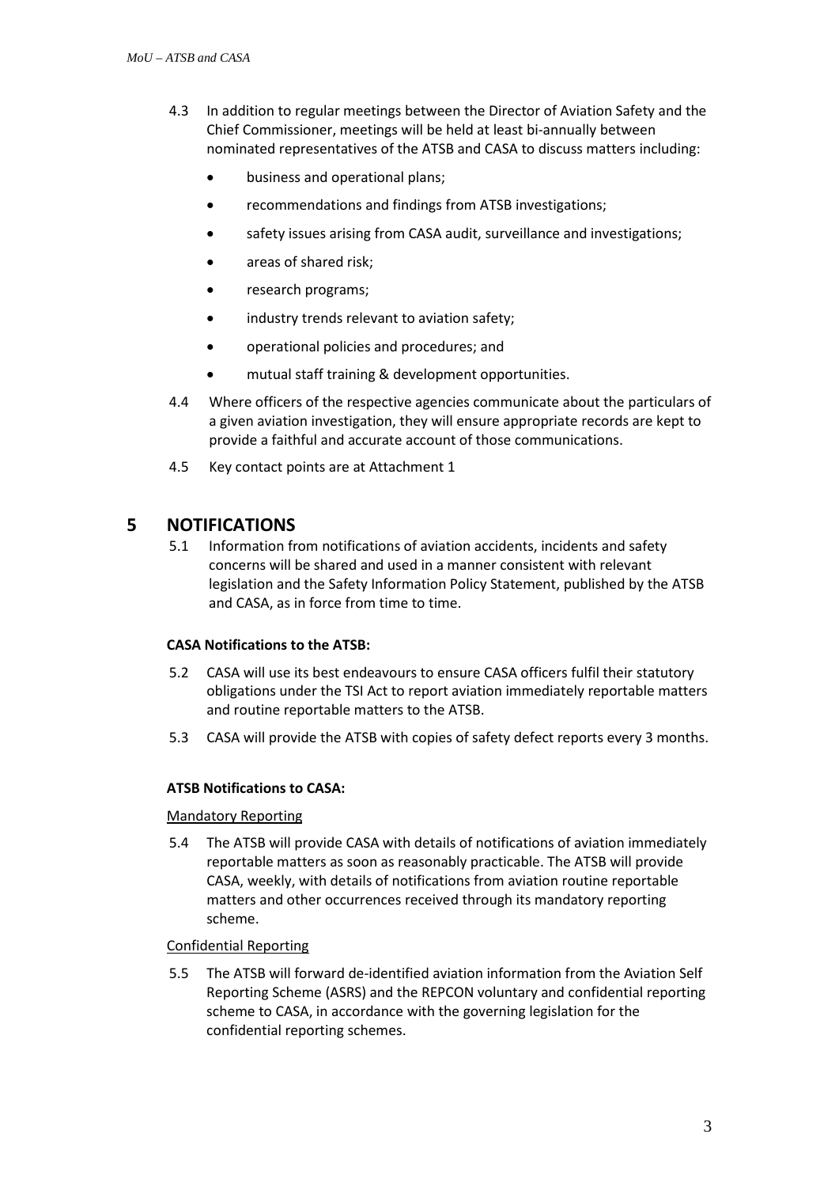4.3 In addition to regular meetings between the Director of Aviation Safety and the Chief Commissioner, meetings will be held at least bi-annually between nominated representatives of the ATSB and CASA to discuss matters including:

- business and operational plans;
- recommendations and findings from ATSB investigations;
- safety issues arising from CASA audit, surveillance and investigations;
- areas of shared risk;
- research programs;
- industry trends relevant to aviation safety;
- operational policies and procedures; and
- mutual staff training & development opportunities.

4.4 Where officers of the respective agencies communicate about the particulars of a given aviation investigation, they will ensure appropriate records are kept to provide a faithful and accurate account of those communications.

4.5 Key contact points are at Attachment 1

## 5 NOTIFICATIONS

5.1 Information from notifications of aviation accidents, incidents and safety concerns will be shared and used in a manner consistent with relevant legislation and the Safety Information Policy Statement, published by the ATSB and CASA, as in force from time to time.

**CASA Notifications to the ATSB:**

5.2 CASA will use its best endeavours to ensure CASA officers fulfil their statutory obligations under the TSI Act to report aviation immediately reportable matters and routine reportable matters to the ATSB.

5.3 CASA will provide the ATSB with copies of safety defect reports every 3 months.

**ATSB Notifications to CASA:**

<u>Mandatory Reporting</u>

5.4 The ATSB will provide CASA with details of notifications of aviation immediately reportable matters as soon as reasonably practicable. The ATSB will provide CASA, weekly, with details of notifications from aviation routine reportable matters and other occurrences received through its mandatory reporting scheme.

<u>Confidential Reporting</u>

5.5 The ATSB will forward de-identified aviation information from the Aviation Self Reporting Scheme (ASRS) and the REPCON voluntary and confidential reporting scheme to CASA, in accordance with the governing legislation for the confidential reporting schemes.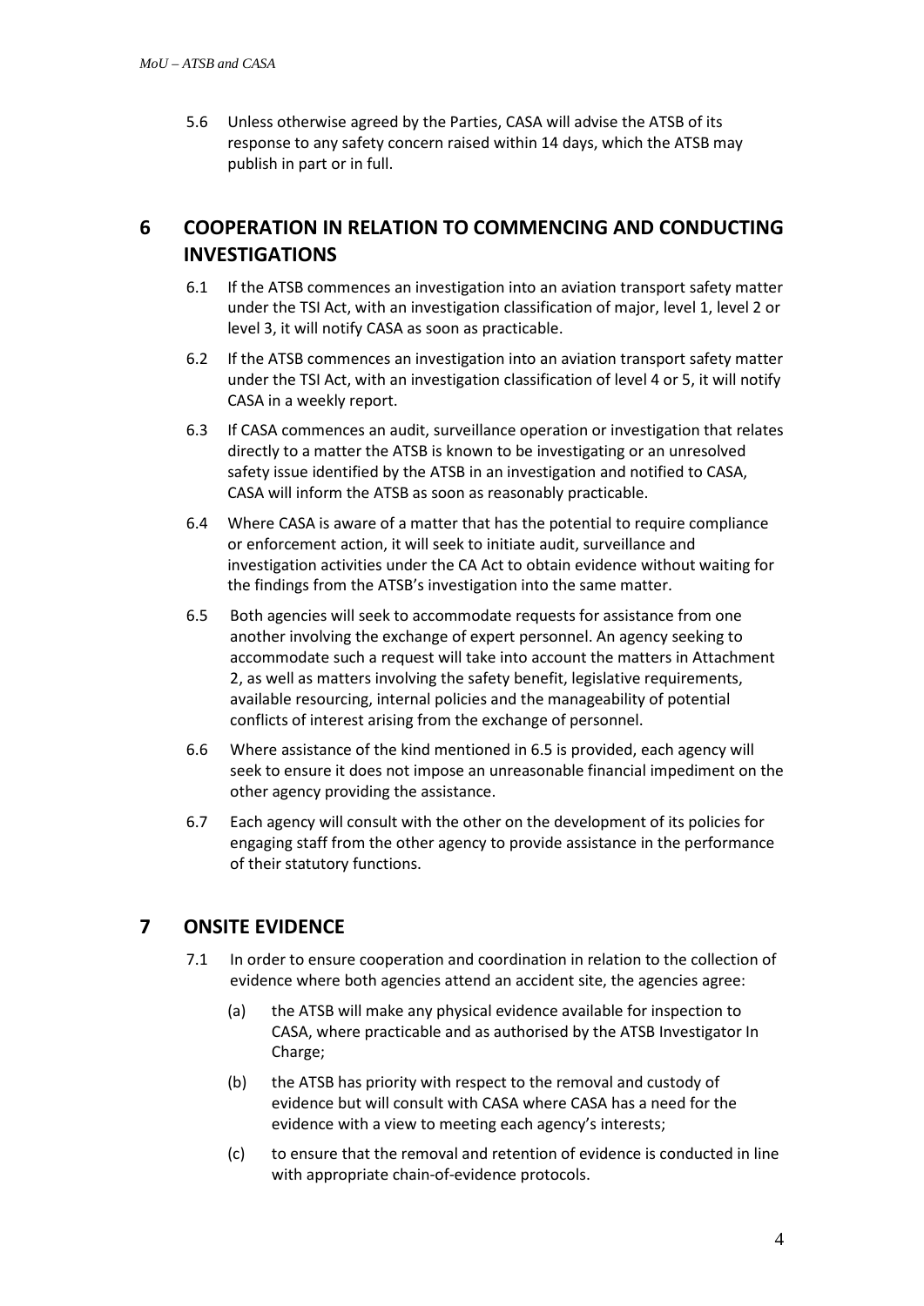5.6 Unless otherwise agreed by the Parties, CASA will advise the ATSB of its response to any safety concern raised within 14 days, which the ATSB may publish in part or in full.

## 6 COOPERATION IN RELATION TO COMMENCING AND CONDUCTING INVESTIGATIONS

6.1 If the ATSB commences an investigation into an aviation transport safety matter under the TSI Act, with an investigation classification of major, level 1, level 2 or level 3, it will notify CASA as soon as practicable.

6.2 If the ATSB commences an investigation into an aviation transport safety matter under the TSI Act, with an investigation classification of level 4 or 5, it will notify CASA in a weekly report.

6.3 If CASA commences an audit, surveillance operation or investigation that relates directly to a matter the ATSB is known to be investigating or an unresolved safety issue identified by the ATSB in an investigation and notified to CASA, CASA will inform the ATSB as soon as reasonably practicable.

6.4 Where CASA is aware of a matter that has the potential to require compliance or enforcement action, it will seek to initiate audit, surveillance and investigation activities under the CA Act to obtain evidence without waiting for the findings from the ATSB's investigation into the same matter.

6.5 Both agencies will seek to accommodate requests for assistance from one another involving the exchange of expert personnel. An agency seeking to accommodate such a request will take into account the matters in Attachment 2, as well as matters involving the safety benefit, legislative requirements, available resourcing, internal policies and the manageability of potential conflicts of interest arising from the exchange of personnel.

6.6 Where assistance of the kind mentioned in 6.5 is provided, each agency will seek to ensure it does not impose an unreasonable financial impediment on the other agency providing the assistance.

6.7 Each agency will consult with the other on the development of its policies for engaging staff from the other agency to provide assistance in the performance of their statutory functions.

## 7 ONSITE EVIDENCE

7.1 In order to ensure cooperation and coordination in relation to the collection of evidence where both agencies attend an accident site, the agencies agree:

(a) the ATSB will make any physical evidence available for inspection to CASA, where practicable and as authorised by the ATSB Investigator In Charge;

(b) the ATSB has priority with respect to the removal and custody of evidence but will consult with CASA where CASA has a need for the evidence with a view to meeting each agency's interests;

(c) to ensure that the removal and retention of evidence is conducted in line with appropriate chain-of-evidence protocols.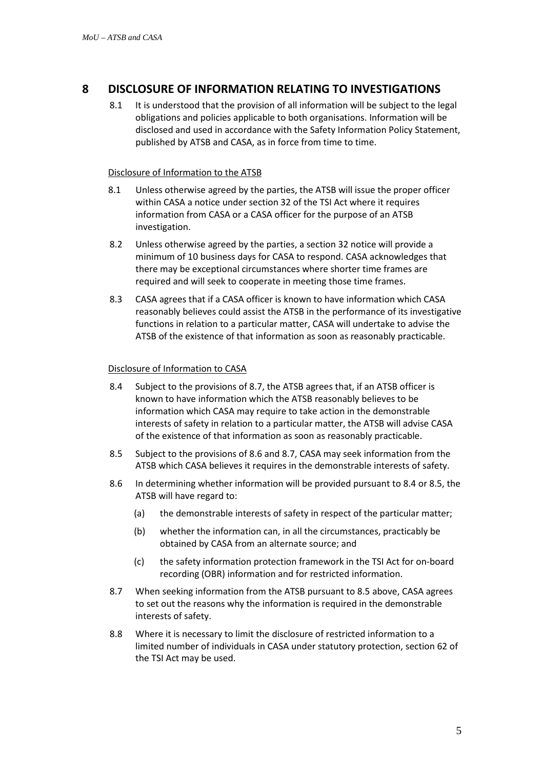## 8 DISCLOSURE OF INFORMATION RELATING TO INVESTIGATIONS

8.1 It is understood that the provision of all information will be subject to the legal obligations and policies applicable to both organisations. Information will be disclosed and used in accordance with the Safety Information Policy Statement, published by ATSB and CASA, as in force from time to time.

<u>Disclosure of Information to the ATSB</u>

8.1 Unless otherwise agreed by the parties, the ATSB will issue the proper officer within CASA a notice under section 32 of the TSI Act where it requires information from CASA or a CASA officer for the purpose of an ATSB investigation.

8.2 Unless otherwise agreed by the parties, a section 32 notice will provide a minimum of 10 business days for CASA to respond. CASA acknowledges that there may be exceptional circumstances where shorter time frames are required and will seek to cooperate in meeting those time frames.

8.3 CASA agrees that if a CASA officer is known to have information which CASA reasonably believes could assist the ATSB in the performance of its investigative functions in relation to a particular matter, CASA will undertake to advise the ATSB of the existence of that information as soon as reasonably practicable.

<u>Disclosure of Information to CASA</u>

8.4 Subject to the provisions of 8.7, the ATSB agrees that, if an ATSB officer is known to have information which the ATSB reasonably believes to be information which CASA may require to take action in the demonstrable interests of safety in relation to a particular matter, the ATSB will advise CASA of the existence of that information as soon as reasonably practicable.

8.5 Subject to the provisions of 8.6 and 8.7, CASA may seek information from the ATSB which CASA believes it requires in the demonstrable interests of safety.

8.6 In determining whether information will be provided pursuant to 8.4 or 8.5, the ATSB will have regard to:

- (a) the demonstrable interests of safety in respect of the particular matter;
- (b) whether the information can, in all the circumstances, practicably be obtained by CASA from an alternate source; and
- (c) the safety information protection framework in the TSI Act for on-board recording (OBR) information and for restricted information.

8.7 When seeking information from the ATSB pursuant to 8.5 above, CASA agrees to set out the reasons why the information is required in the demonstrable interests of safety.

8.8 Where it is necessary to limit the disclosure of restricted information to a limited number of individuals in CASA under statutory protection, section 62 of the TSI Act may be used.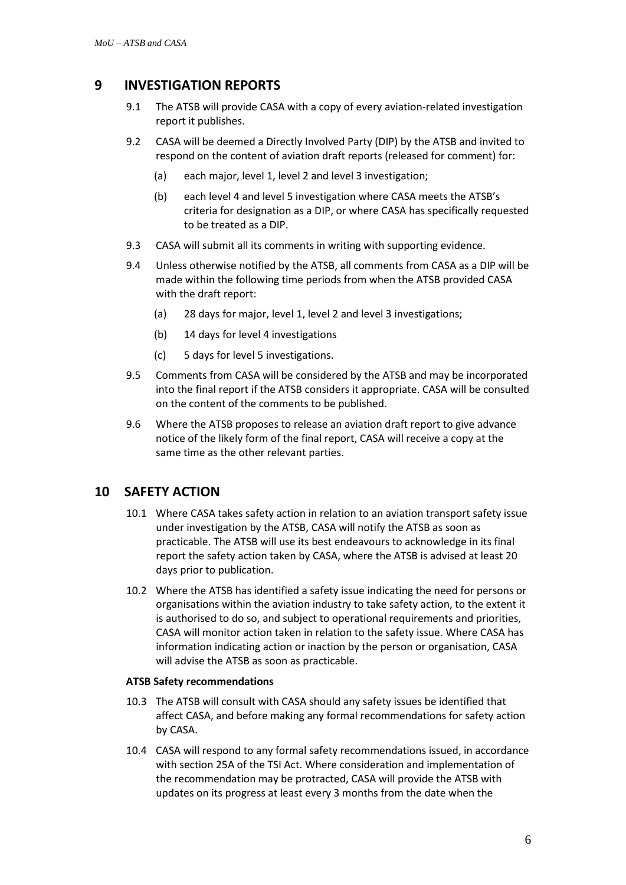## 9 INVESTIGATION REPORTS

9.1 The ATSB will provide CASA with a copy of every aviation-related investigation report it publishes.

9.2 CASA will be deemed a Directly Involved Party (DIP) by the ATSB and invited to respond on the content of aviation draft reports (released for comment) for:

(a) each major, level 1, level 2 and level 3 investigation;

(b) each level 4 and level 5 investigation where CASA meets the ATSB's criteria for designation as a DIP, or where CASA has specifically requested to be treated as a DIP.

9.3 CASA will submit all its comments in writing with supporting evidence.

9.4 Unless otherwise notified by the ATSB, all comments from CASA as a DIP will be made within the following time periods from when the ATSB provided CASA with the draft report:

(a) 28 days for major, level 1, level 2 and level 3 investigations;

(b) 14 days for level 4 investigations

(c) 5 days for level 5 investigations.

9.5 Comments from CASA will be considered by the ATSB and may be incorporated into the final report if the ATSB considers it appropriate. CASA will be consulted on the content of the comments to be published.

9.6 Where the ATSB proposes to release an aviation draft report to give advance notice of the likely form of the final report, CASA will receive a copy at the same time as the other relevant parties.

## 10 SAFETY ACTION

10.1 Where CASA takes safety action in relation to an aviation transport safety issue under investigation by the ATSB, CASA will notify the ATSB as soon as practicable. The ATSB will use its best endeavours to acknowledge in its final report the safety action taken by CASA, where the ATSB is advised at least 20 days prior to publication.

10.2 Where the ATSB has identified a safety issue indicating the need for persons or organisations within the aviation industry to take safety action, to the extent it is authorised to do so, and subject to operational requirements and priorities, CASA will monitor action taken in relation to the safety issue. Where CASA has information indicating action or inaction by the person or organisation, CASA will advise the ATSB as soon as practicable.

**ATSB Safety recommendations**

10.3 The ATSB will consult with CASA should any safety issues be identified that affect CASA, and before making any formal recommendations for safety action by CASA.

10.4 CASA will respond to any formal safety recommendations issued, in accordance with section 25A of the TSI Act. Where consideration and implementation of the recommendation may be protracted, CASA will provide the ATSB with updates on its progress at least every 3 months from the date when the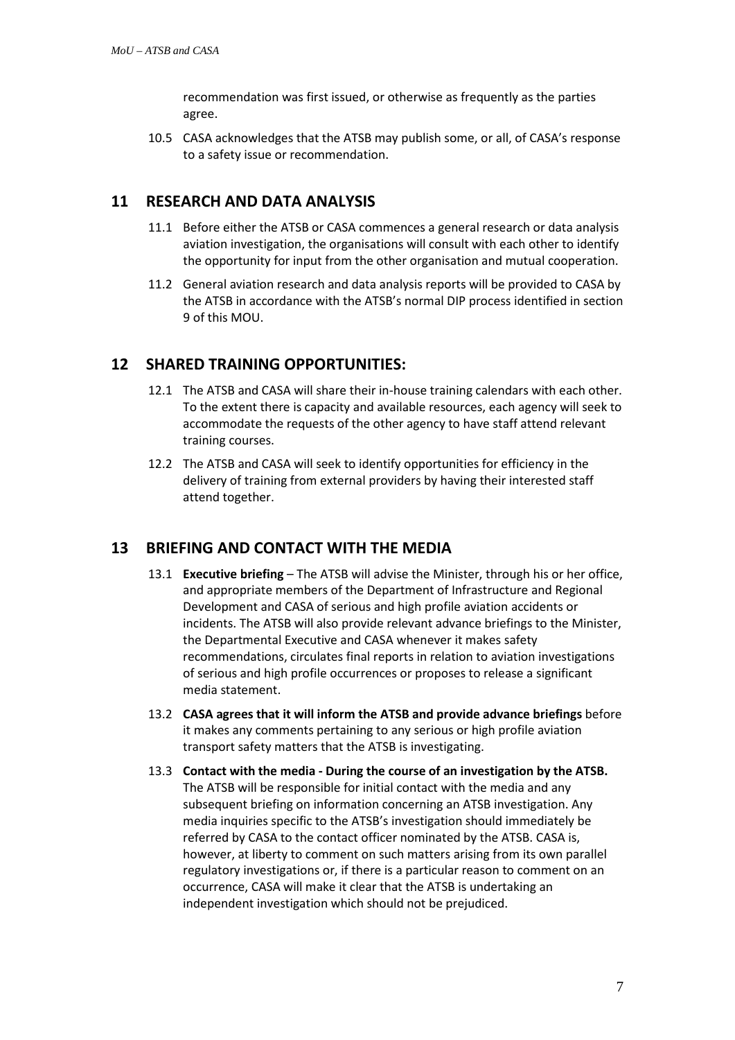recommendation was first issued, or otherwise as frequently as the parties agree.

10.5 CASA acknowledges that the ATSB may publish some, or all, of CASA's response to a safety issue or recommendation.

## 11 RESEARCH AND DATA ANALYSIS

11.1 Before either the ATSB or CASA commences a general research or data analysis aviation investigation, the organisations will consult with each other to identify the opportunity for input from the other organisation and mutual cooperation.

11.2 General aviation research and data analysis reports will be provided to CASA by the ATSB in accordance with the ATSB's normal DIP process identified in section 9 of this MOU.

## 12 SHARED TRAINING OPPORTUNITIES:

12.1 The ATSB and CASA will share their in-house training calendars with each other. To the extent there is capacity and available resources, each agency will seek to accommodate the requests of the other agency to have staff attend relevant training courses.

12.2 The ATSB and CASA will seek to identify opportunities for efficiency in the delivery of training from external providers by having their interested staff attend together.

## 13 BRIEFING AND CONTACT WITH THE MEDIA

13.1 **Executive briefing** – The ATSB will advise the Minister, through his or her office, and appropriate members of the Department of Infrastructure and Regional Development and CASA of serious and high profile aviation accidents or incidents. The ATSB will also provide relevant advance briefings to the Minister, the Departmental Executive and CASA whenever it makes safety recommendations, circulates final reports in relation to aviation investigations of serious and high profile occurrences or proposes to release a significant media statement.

13.2 **CASA agrees that it will inform the ATSB and provide advance briefings** before it makes any comments pertaining to any serious or high profile aviation transport safety matters that the ATSB is investigating.

13.3 **Contact with the media - During the course of an investigation by the ATSB.** The ATSB will be responsible for initial contact with the media and any subsequent briefing on information concerning an ATSB investigation. Any media inquiries specific to the ATSB's investigation should immediately be referred by CASA to the contact officer nominated by the ATSB. CASA is, however, at liberty to comment on such matters arising from its own parallel regulatory investigations or, if there is a particular reason to comment on an occurrence, CASA will make it clear that the ATSB is undertaking an independent investigation which should not be prejudiced.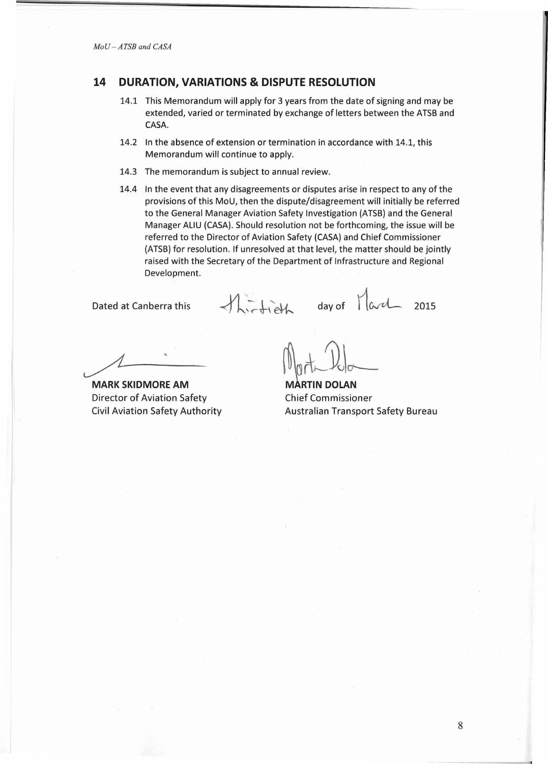## 14 DURATION, VARIATIONS & DISPUTE RESOLUTION

14.1 This Memorandum will apply for 3 years from the date of signing and may be extended, varied or terminated by exchange of letters between the ATSB and CASA.

14.2 In the absence of extension or termination in accordance with 14.1, this Memorandum will continue to apply.

14.3 The memorandum is subject to annual review.

14.4 In the event that any disagreements or disputes arise in respect to any of the provisions of this MoU, then the dispute/disagreement will initially be referred to the General Manager Aviation Safety Investigation (ATSB) and the General Manager ALIU (CASA). Should resolution not be forthcoming, the issue will be referred to the Director of Aviation Safety (CASA) and Chief Commissioner (ATSB) for resolution. If unresolved at that level, the matter should be jointly raised with the Secretary of the Department of Infrastructure and Regional Development.

Dated at Canberra this Thirtieth day of March 2015

**MARK SKIDMORE AM**
Director of Aviation Safety
Civil Aviation Safety Authority

**MARTIN DOLAN**
Chief Commissioner
Australian Transport Safety Bureau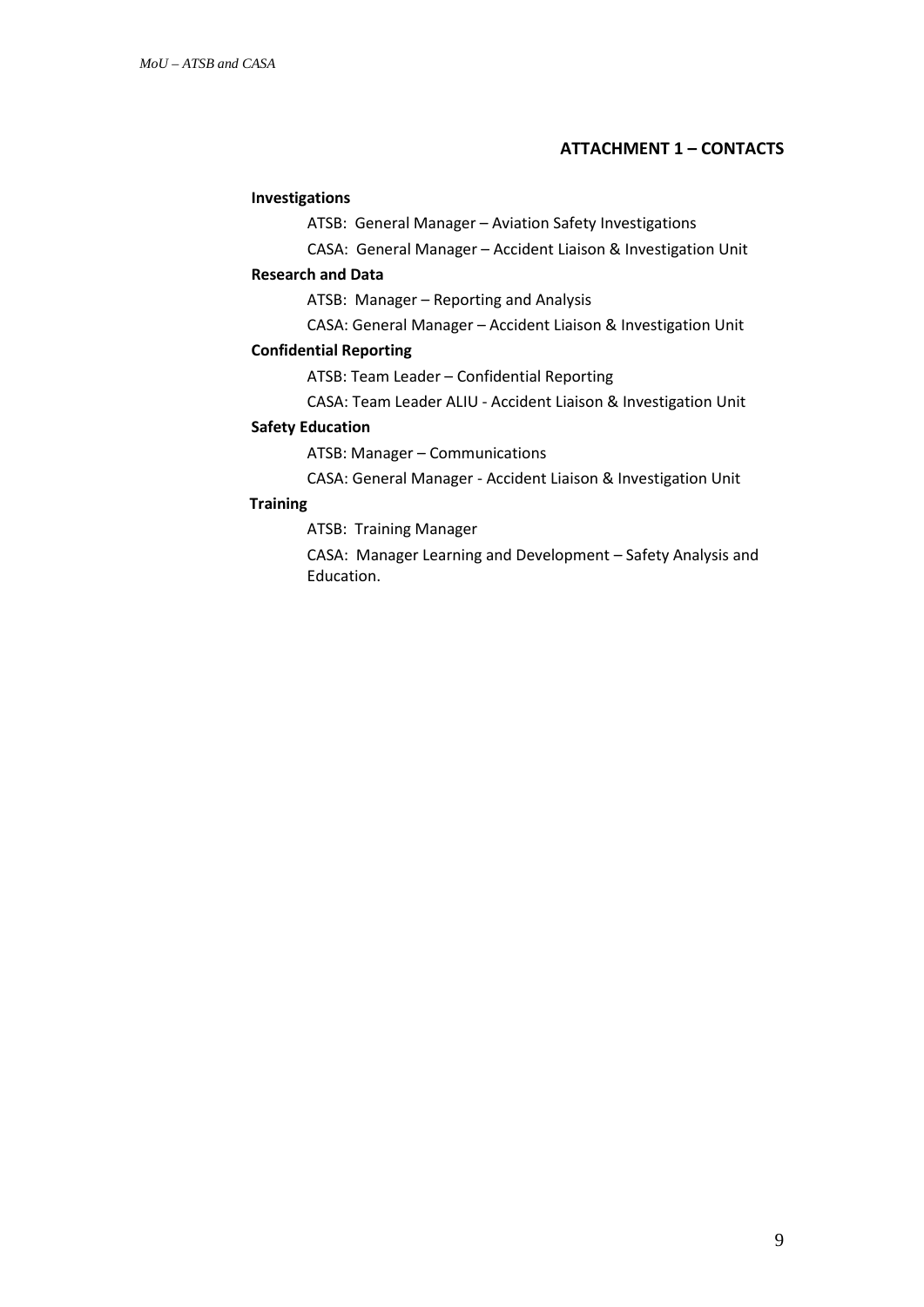## ATTACHMENT 1 – CONTACTS

**Investigations**

ATSB: General Manager – Aviation Safety Investigations

CASA: General Manager – Accident Liaison & Investigation Unit

**Research and Data**

ATSB: Manager – Reporting and Analysis

CASA: General Manager – Accident Liaison & Investigation Unit

**Confidential Reporting**

ATSB: Team Leader – Confidential Reporting

CASA: Team Leader ALIU - Accident Liaison & Investigation Unit

**Safety Education**

ATSB: Manager – Communications

CASA: General Manager - Accident Liaison & Investigation Unit

**Training**

ATSB: Training Manager

CASA: Manager Learning and Development – Safety Analysis and Education.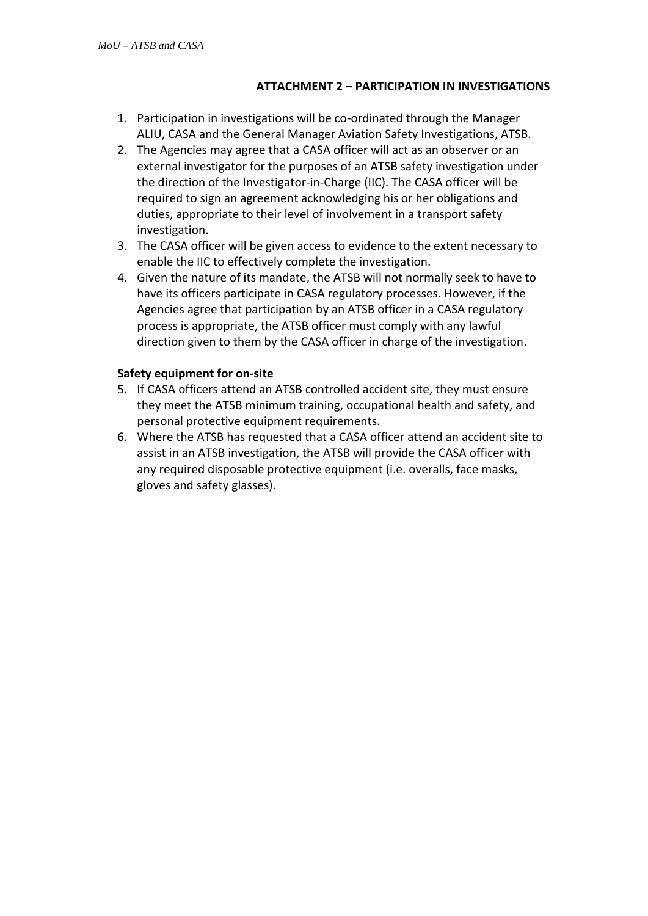## ATTACHMENT 2 – PARTICIPATION IN INVESTIGATIONS

1. Participation in investigations will be co-ordinated through the Manager ALIU, CASA and the General Manager Aviation Safety Investigations, ATSB.
2. The Agencies may agree that a CASA officer will act as an observer or an external investigator for the purposes of an ATSB safety investigation under the direction of the Investigator-in-Charge (IIC). The CASA officer will be required to sign an agreement acknowledging his or her obligations and duties, appropriate to their level of involvement in a transport safety investigation.
3. The CASA officer will be given access to evidence to the extent necessary to enable the IIC to effectively complete the investigation.
4. Given the nature of its mandate, the ATSB will not normally seek to have to have its officers participate in CASA regulatory processes. However, if the Agencies agree that participation by an ATSB officer in a CASA regulatory process is appropriate, the ATSB officer must comply with any lawful direction given to them by the CASA officer in charge of the investigation.

**Safety equipment for on-site**

5. If CASA officers attend an ATSB controlled accident site, they must ensure they meet the ATSB minimum training, occupational health and safety, and personal protective equipment requirements.
6. Where the ATSB has requested that a CASA officer attend an accident site to assist in an ATSB investigation, the ATSB will provide the CASA officer with any required disposable protective equipment (i.e. overalls, face masks, gloves and safety glasses).